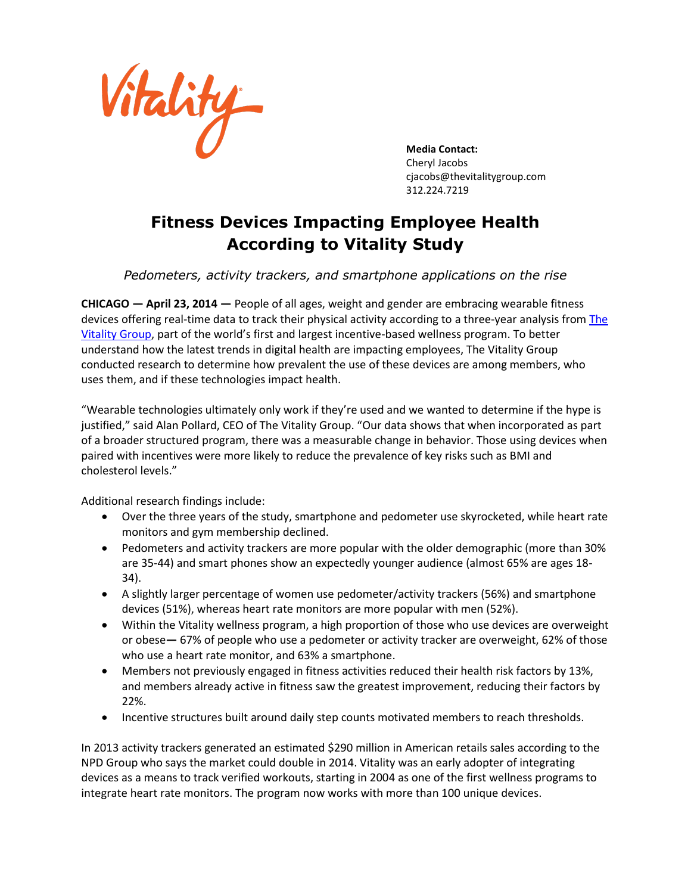Vitality

**Media Contact:**
Cheryl Jacobs
cjacobs@thevitalitygroup.com
312.224.7219

# Fitness Devices Impacting Employee Health According to Vitality Study

*Pedometers, activity trackers, and smartphone applications on the rise*

**CHICAGO — April 23, 2014 —** People of all ages, weight and gender are embracing wearable fitness devices offering real-time data to track their physical activity according to a three-year analysis from The Vitality Group, part of the world's first and largest incentive-based wellness program. To better understand how the latest trends in digital health are impacting employees, The Vitality Group conducted research to determine how prevalent the use of these devices are among members, who uses them, and if these technologies impact health.

"Wearable technologies ultimately only work if they're used and we wanted to determine if the hype is justified," said Alan Pollard, CEO of The Vitality Group. "Our data shows that when incorporated as part of a broader structured program, there was a measurable change in behavior. Those using devices when paired with incentives were more likely to reduce the prevalence of key risks such as BMI and cholesterol levels."

Additional research findings include:

- Over the three years of the study, smartphone and pedometer use skyrocketed, while heart rate monitors and gym membership declined.
- Pedometers and activity trackers are more popular with the older demographic (more than 30% are 35-44) and smart phones show an expectedly younger audience (almost 65% are ages 18-34).
- A slightly larger percentage of women use pedometer/activity trackers (56%) and smartphone devices (51%), whereas heart rate monitors are more popular with men (52%).
- Within the Vitality wellness program, a high proportion of those who use devices are overweight or obese— 67% of people who use a pedometer or activity tracker are overweight, 62% of those who use a heart rate monitor, and 63% a smartphone.
- Members not previously engaged in fitness activities reduced their health risk factors by 13%, and members already active in fitness saw the greatest improvement, reducing their factors by 22%.
- Incentive structures built around daily step counts motivated members to reach thresholds.

In 2013 activity trackers generated an estimated $290 million in American retails sales according to the NPD Group who says the market could double in 2014. Vitality was an early adopter of integrating devices as a means to track verified workouts, starting in 2004 as one of the first wellness programs to integrate heart rate monitors. The program now works with more than 100 unique devices.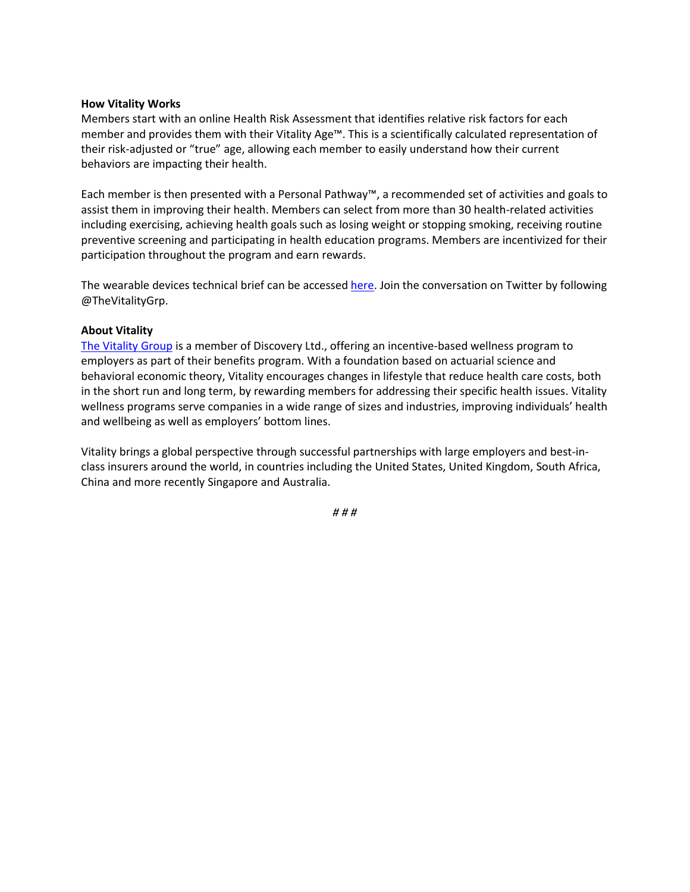**How Vitality Works**

Members start with an online Health Risk Assessment that identifies relative risk factors for each member and provides them with their Vitality Age™. This is a scientifically calculated representation of their risk-adjusted or "true" age, allowing each member to easily understand how their current behaviors are impacting their health.

Each member is then presented with a Personal Pathway™, a recommended set of activities and goals to assist them in improving their health. Members can select from more than 30 health-related activities including exercising, achieving health goals such as losing weight or stopping smoking, receiving routine preventive screening and participating in health education programs. Members are incentivized for their participation throughout the program and earn rewards.

The wearable devices technical brief can be accessed here. Join the conversation on Twitter by following @TheVitalityGrp.

**About Vitality**

The Vitality Group is a member of Discovery Ltd., offering an incentive-based wellness program to employers as part of their benefits program. With a foundation based on actuarial science and behavioral economic theory, Vitality encourages changes in lifestyle that reduce health care costs, both in the short run and long term, by rewarding members for addressing their specific health issues. Vitality wellness programs serve companies in a wide range of sizes and industries, improving individuals' health and wellbeing as well as employers' bottom lines.

Vitality brings a global perspective through successful partnerships with large employers and best-in-class insurers around the world, in countries including the United States, United Kingdom, South Africa, China and more recently Singapore and Australia.

# # #